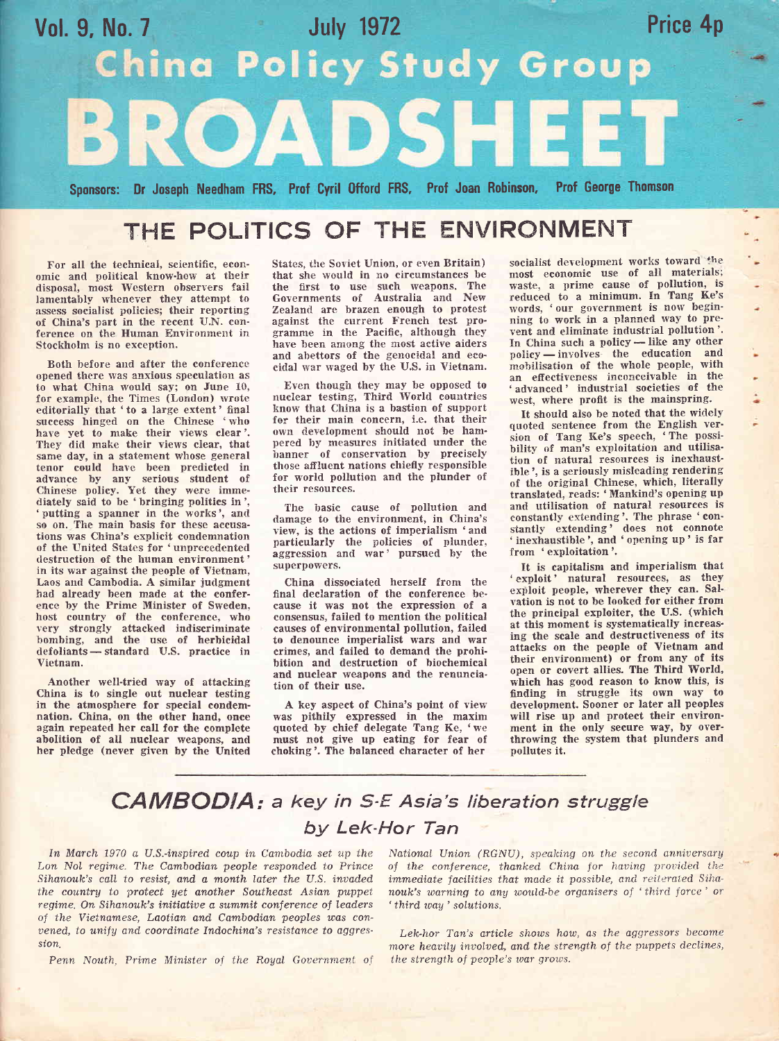# China Policy Study Group BROADSHEET

Vol. 9, No. 7 — July 1972 — Price 4p

Sponsors: Dr Joseph Needham FRS, Prof Cyril Offord FRS, Prof Joan Robinson, Prof George Thomson

## THE POLITICS OF THE ENVIRONMENT

For all the technical, scientific, economic and political know-how at their disposal, most Western observers fail lamentably whenever they attempt to assess socialist policies; their reporting of China's part in the recent U.N. conference on the Human Environment in Stockholm is no exception.

Both before and after the conference opened there was anxious speculation as to what China would say; on June 10, for example, the Times (London) wrote editorially that 'to a large extent' final success hinged on the Chinese 'who have yet to make their views clear'. They did make their views clear, that same day, in a statement whose general tenor could have been predicted in advance by any serious student of Chinese policy. Yet they were immediately said to be 'bringing politics in', 'putting a spanner in the works', and so on. The main basis for these accusations was China's explicit condemnation of the United States for 'unprecedented destruction of the human environment' in its war against the people of Vietnam, Laos and Cambodia. A similar judgment had already been made at the conference by the Prime Minister of Sweden, host country of the conference, who very strongly attacked indiscriminate bombing, and the use of herbicidal defoliants — standard U.S. practice in Vietnam.

Another well-tried way of attacking China is to single out nuclear testing in the atmosphere for special condemnation. China, on the other hand, once again repeated her call for the complete abolition of all nuclear weapons, and her pledge (never given by the United States, the Soviet Union, or even Britain) that she would in no circumstances be the first to use such weapons. The Governments of Australia and New Zealand are brazen enough to protest against the current French test programme in the Pacific, although they have been among the most active aiders and abettors of the genocidal and ecocidal war waged by the U.S. in Vietnam.

Even though they may be opposed to nuclear testing, Third World countries know that China is a bastion of support for their main concern, i.e. that their own development should not be hampered by measures initiated under the banner of conservation by precisely those affluent nations chiefly responsible for world pollution and the plunder of their resources.

The basic cause of pollution and damage to the environment, in China's view, is the actions of imperialism 'and particularly the policies of plunder, aggression and war' pursued by the superpowers.

China dissociated herself from the final declaration of the conference because it was not the expression of a consensus, failed to mention the political causes of environmental pollution, failed to denounce imperialist wars and war crimes, and failed to demand the prohibition and destruction of biochemical and nuclear weapons and the renunciation of their use.

A key aspect of China's point of view was pithily expressed in the maxim quoted by chief delegate Tang Ke, 'we must not give up eating for fear of choking'. The balanced character of her socialist development works toward the most economic use of all materials; waste, a prime cause of pollution, is reduced to a minimum. In Tang Ke's words, 'our government is now beginning to work in a planned way to prevent and eliminate industrial pollution'. In China such a policy — like any other policy — involves the education and mobilisation of the whole people, with an effectiveness inconceivable in the 'advanced' industrial societies of the west, where profit is the mainspring.

It should also be noted that the widely quoted sentence from the English version of Tang Ke's speech, 'The possibility of man's exploitation and utilisation of natural resources is inexhaustible', is a seriously misleading rendering of the original Chinese, which, literally translated, reads: 'Mankind's opening up and utilisation of natural resources is constantly extending'. The phrase 'constantly extending' does not connote 'inexhaustible', and 'opening up' is far from 'exploitation'.

It is capitalism and imperialism that 'exploit' natural resources, as they exploit people, wherever they can. Salvation is not to be looked for either from the principal exploiter, the U.S. (which at this moment is systematically increasing the scale and destructiveness of its attacks on the people of Vietnam and their environment) or from any of its open or covert allies. The Third World, which has good reason to know this, is finding in struggle its own way to development. Sooner or later all peoples will rise up and protect their environment in the only secure way, by overthrowing the system that plunders and pollutes it.

## *CAMBODIA: a key in S-E Asia's liberation struggle*

### *by Lek-Hor Tan*

*In March 1970 a U.S.-inspired coup in Cambodia set up the Lon Nol regime. The Cambodian people responded to Prince Sihanouk's call to resist, and a month later the U.S. invaded the country to protect yet another Southeast Asian puppet regime. On Sihanouk's initiative a summit conference of leaders of the Vietnamese, Laotian and Cambodian peoples was convened, to unify and coordinate Indochina's resistance to aggression.*

*Penn Nouth, Prime Minister of the Royal Government of National Union (RGNU), speaking on the second anniversary of the conference, thanked China for having provided the immediate facilities that made it possible, and reiterated Sihanouk's warning to any would-be organisers of 'third force' or 'third way' solutions.*

*Lek-hor Tan's article shows how, as the aggressors become more heavily involved, and the strength of the puppets declines, the strength of people's war grows.*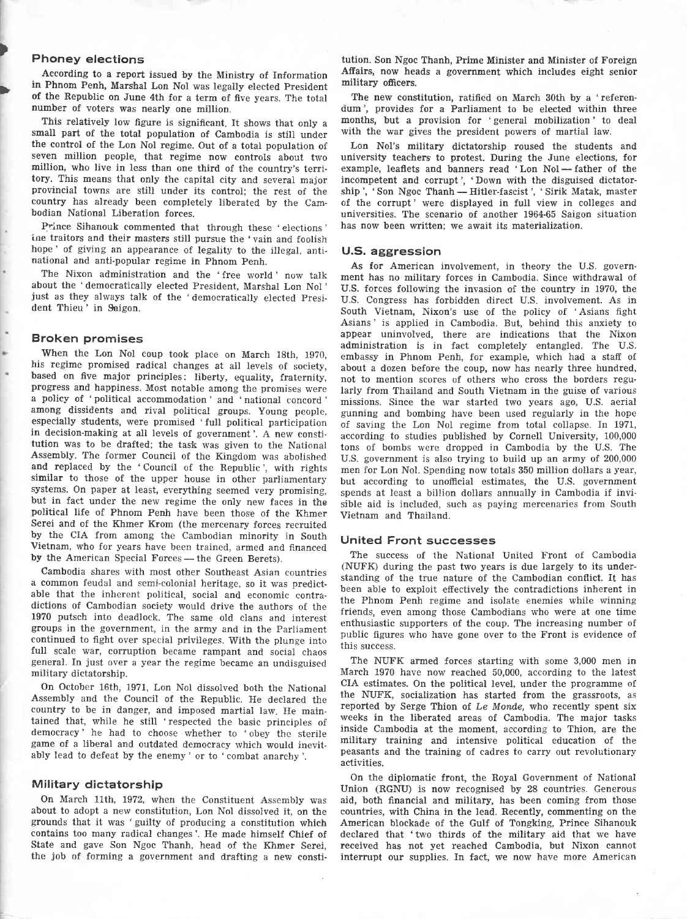## Phoney elections

According to a report issued by the Ministry of Information in Phnom Penh, Marshal Lon Nol was legally elected President of the Republic on June 4th for a term of five years. The total number of voters was nearly one million.

This relatively low figure is significant. It shows that only a small part of the total population of Cambodia is still under the control of the Lon Nol regime. Out of a total population of seven million people, that regime now controls about two million, who live in less than one third of the country's territory. This means that only the capital city and several major provincial towns are still under its control; the rest of the country has already been completely liberated by the Cambodian National Liberation forces.

Prince Sihanouk commented that through these 'elections' the traitors and their masters still pursue the 'vain and foolish hope' of giving an appearance of legality to the illegal, anti-national and anti-popular regime in Phnom Penh.

The Nixon administration and the 'free world' now talk about the 'democratically elected President, Marshal Lon Nol' just as they always talk of the 'democratically elected President Thieu' in Saigon.

## Broken promises

When the Lon Nol coup took place on March 18th, 1970, his regime promised radical changes at all levels of society, based on five major principles: liberty, equality, fraternity, progress and happiness. Most notable among the promises were a policy of 'political accommodation' and 'national concord' among dissidents and rival political groups. Young people, especially students, were promised 'full political participation in decision-making at all levels of government'. A new constitution was to be drafted; the task was given to the National Assembly. The former Council of the Kingdom was abolished and replaced by the 'Council of the Republic', with rights similar to those of the upper house in other parliamentary systems. On paper at least, everything seemed very promising, but in fact under the new regime the only new faces in the political life of Phnom Penh have been those of the Khmer Serei and of the Khmer Krom (the mercenary forces recruited by the CIA from among the Cambodian minority in South Vietnam, who for years have been trained, armed and financed by the American Special Forces — the Green Berets).

Cambodia shares with most other Southeast Asian countries a common feudal and semi-colonial heritage, so it was predictable that the inherent political, social and economic contradictions of Cambodian society would drive the authors of the 1970 putsch into deadlock. The same old clans and interest groups in the government, in the army and in the Parliament continued to fight over special privileges. With the plunge into full scale war, corruption became rampant and social chaos general. In just over a year the regime became an undisguised military dictatorship.

On October 16th, 1971, Lon Nol dissolved both the National Assembly and the Council of the Republic. He declared the country to be in danger, and imposed martial law. He maintained that, while he still 'respected the basic principles of democracy' he had to choose whether to 'obey the sterile game of a liberal and outdated democracy which would inevitably lead to defeat by the enemy' or to 'combat anarchy'.

## Military dictatorship

On March 11th, 1972, when the Constituent Assembly was about to adopt a new constitution, Lon Nol dissolved it, on the grounds that it was 'guilty of producing a constitution which contains too many radical changes'. He made himself Chief of State and gave Son Ngoc Thanh, head of the Khmer Serei, the job of forming a government and drafting a new constitution. Son Ngoc Thanh, Prime Minister and Minister of Foreign Affairs, now heads a government which includes eight senior military officers.

The new constitution, ratified on March 30th by a 'referendum', provides for a Parliament to be elected within three months, but a provision for 'general mobilization' to deal with the war gives the president powers of martial law.

Lon Nol's military dictatorship roused the students and university teachers to protest. During the June elections, for example, leaflets and banners read 'Lon Nol — father of the incompetent and corrupt', 'Down with the disguised dictatorship', 'Son Ngoc Thanh — Hitler-fascist', 'Sirik Matak, master of the corrupt' were displayed in full view in colleges and universities. The scenario of another 1964-65 Saigon situation has now been written; we await its materialization.

## U.S. aggression

As for American involvement, in theory the U.S. government has no military forces in Cambodia. Since withdrawal of U.S. forces following the invasion of the country in 1970, the U.S. Congress has forbidden direct U.S. involvement. As in South Vietnam, Nixon's use of the policy of 'Asians fight Asians' is applied in Cambodia. But, behind this anxiety to appear uninvolved, there are indications that the Nixon administration is in fact completely entangled. The U.S. embassy in Phnom Penh, for example, which had a staff of about a dozen before the coup, now has nearly three hundred, not to mention scores of others who cross the borders regularly from Thailand and South Vietnam in the guise of various missions. Since the war started two years ago, U.S. aerial gunning and bombing have been used regularly in the hope of saving the Lon Nol regime from total collapse. In 1971, according to studies published by Cornell University, 100,000 tons of bombs were dropped in Cambodia by the U.S. The U.S. government is also trying to build up an army of 200,000 men for Lon Nol. Spending now totals 350 million dollars a year, but according to unofficial estimates, the U.S. government spends at least a billion dollars annually in Cambodia if invisible aid is included, such as paying mercenaries from South Vietnam and Thailand.

## United Front successes

The success of the National United Front of Cambodia (NUFK) during the past two years is due largely to its understanding of the true nature of the Cambodian conflict. It has been able to exploit effectively the contradictions inherent in the Phnom Penh regime and isolate enemies while winning friends, even among those Cambodians who were at one time enthusiastic supporters of the coup. The increasing number of public figures who have gone over to the Front is evidence of this success.

The NUFK armed forces starting with some 3,000 men in March 1970 have now reached 50,000, according to the latest CIA estimates. On the political level, under the programme of the NUFK, socialization has started from the grassroots, as reported by Serge Thion of *Le Monde*, who recently spent six weeks in the liberated areas of Cambodia. The major tasks inside Cambodia at the moment, according to Thion, are the military training and intensive political education of the peasants and the training of cadres to carry out revolutionary activities.

On the diplomatic front, the Royal Government of National Union (RGNU) is now recognised by 28 countries. Generous aid, both financial and military, has been coming from those countries, with China in the lead. Recently, commenting on the American blockade of the Gulf of Tongking, Prince Sihanouk declared that 'two thirds of the military aid that we have received has not yet reached Cambodia, but Nixon cannot interrupt our supplies. In fact, we now have more American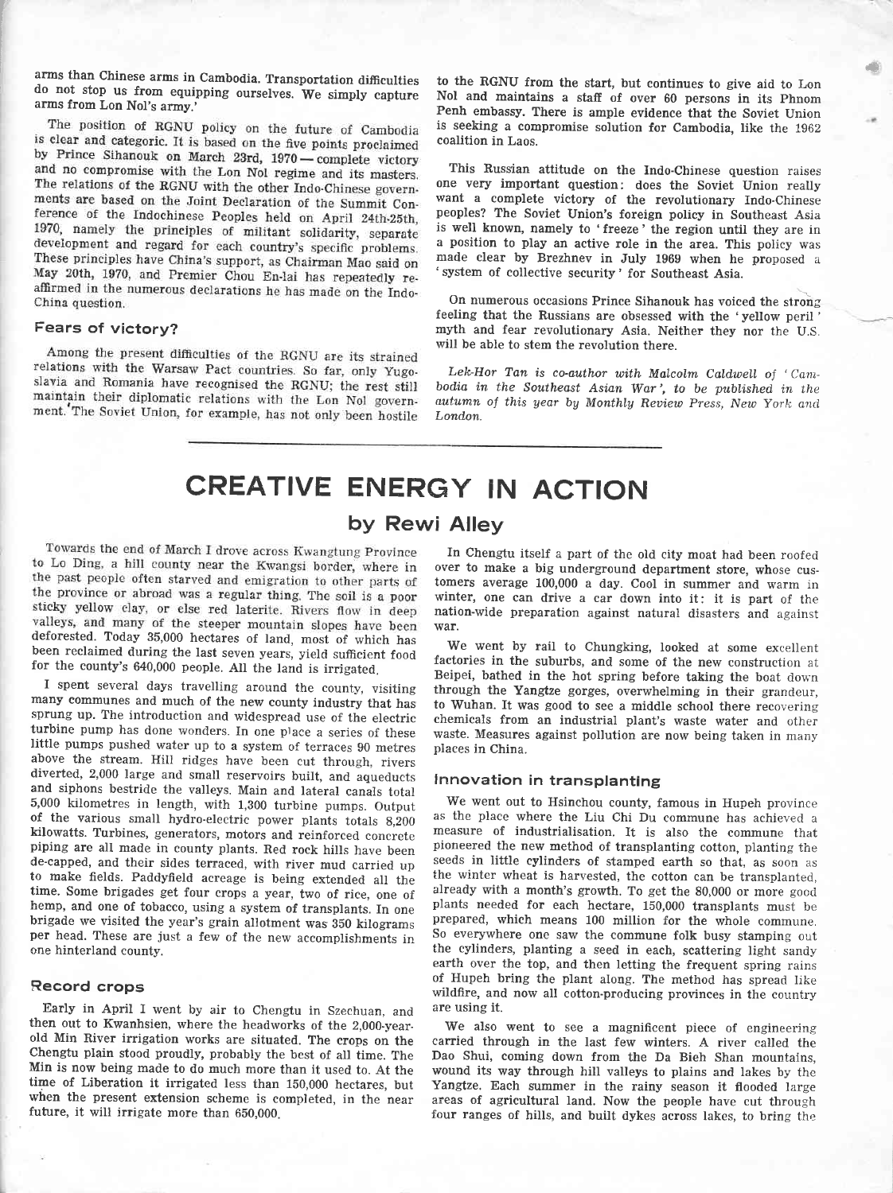arms than Chinese arms in Cambodia. Transportation difficulties do not stop us from equipping ourselves. We simply capture arms from Lon Nol's army.'

The position of RGNU policy on the future of Cambodia is clear and categoric. It is based on the five points proclaimed by Prince Sihanouk on March 23rd, 1970 — complete victory and no compromise with the Lon Nol regime and its masters. The relations of the RGNU with the other Indo-Chinese governments are based on the Joint Declaration of the Summit Conference of the Indochinese Peoples held on April 24th-25th, 1970, namely the principles of militant solidarity, separate development and regard for each country's specific problems. These principles have China's support, as Chairman Mao said on May 20th, 1970, and Premier Chou En-lai has repeatedly reaffirmed in the numerous declarations he has made on the Indo-China question.

### Fears of victory?

Among the present difficulties of the RGNU are its strained relations with the Warsaw Pact countries. So far, only Yugoslavia and Romania have recognised the RGNU; the rest still maintain their diplomatic relations with the Lon Nol government. The Soviet Union, for example, has not only been hostile to the RGNU from the start, but continues to give aid to Lon Nol and maintains a staff of over 60 persons in its Phnom Penh embassy. There is ample evidence that the Soviet Union is seeking a compromise solution for Cambodia, like the 1962 coalition in Laos.

This Russian attitude on the Indo-Chinese question raises one very important question: does the Soviet Union really want a complete victory of the revolutionary Indo-Chinese peoples? The Soviet Union's foreign policy in Southeast Asia is well known, namely to 'freeze' the region until they are in a position to play an active role in the area. This policy was made clear by Brezhnev in July 1969 when he proposed a 'system of collective security' for Southeast Asia.

On numerous occasions Prince Sihanouk has voiced the strong feeling that the Russians are obsessed with the 'yellow peril' myth and fear revolutionary Asia. Neither they nor the U.S. will be able to stem the revolution there.

*Lek-Hor Tan is co-author with Malcolm Caldwell of 'Cambodia in the Southeast Asian War', to be published in the autumn of this year by Monthly Review Press, New York and London.*

---

# CREATIVE ENERGY IN ACTION

## by Rewi Alley

Towards the end of March I drove across Kwangtung Province to Lo Ding, a hill county near the Kwangsi border, where in the past people often starved and emigration to other parts of the province or abroad was a regular thing. The soil is a poor sticky yellow clay, or else red laterite. Rivers flow in deep valleys, and many of the steeper mountain slopes have been deforested. Today 35,000 hectares of land, most of which has been reclaimed during the last seven years, yield sufficient food for the county's 640,000 people. All the land is irrigated.

I spent several days travelling around the county, visiting many communes and much of the new county industry that has sprung up. The introduction and widespread use of the electric turbine pump has done wonders. In one place a series of these little pumps pushed water up to a system of terraces 90 metres above the stream. Hill ridges have been cut through, rivers diverted, 2,000 large and small reservoirs built, and aqueducts and siphons bestride the valleys. Main and lateral canals total 5,000 kilometres in length, with 1,300 turbine pumps. Output of the various small hydro-electric power plants totals 8,200 kilowatts. Turbines, generators, motors and reinforced concrete piping are all made in county plants. Red rock hills have been de-capped, and their sides terraced, with river mud carried up to make fields. Paddyfield acreage is being extended all the time. Some brigades get four crops a year, two of rice, one of hemp, and one of tobacco, using a system of transplants. In one brigade we visited the year's grain allotment was 350 kilograms per head. These are just a few of the new accomplishments in one hinterland county.

### Record crops

Early in April I went by air to Chengtu in Szechuan, and then out to Kwanhsien, where the headworks of the 2,000-year-old Min River irrigation works are situated. The crops on the Chengtu plain stood proudly, probably the best of all time. The Min is now being made to do much more than it used to. At the time of Liberation it irrigated less than 150,000 hectares, but when the present extension scheme is completed, in the near future, it will irrigate more than 650,000.

In Chengtu itself a part of the old city moat had been roofed over to make a big underground department store, whose customers average 100,000 a day. Cool in summer and warm in winter, one can drive a car down into it: it is part of the nation-wide preparation against natural disasters and against war.

We went by rail to Chungking, looked at some excellent factories in the suburbs, and some of the new construction at Beipei, bathed in the hot spring before taking the boat down through the Yangtze gorges, overwhelming in their grandeur, to Wuhan. It was good to see a middle school there recovering chemicals from an industrial plant's waste water and other waste. Measures against pollution are now being taken in many places in China.

### Innovation in transplanting

We went out to Hsinchou county, famous in Hupeh province as the place where the Liu Chi Du commune has achieved a measure of industrialisation. It is also the commune that pioneered the new method of transplanting cotton, planting the seeds in little cylinders of stamped earth so that, as soon as the winter wheat is harvested, the cotton can be transplanted, already with a month's growth. To get the 80,000 or more good plants needed for each hectare, 150,000 transplants must be prepared, which means 100 million for the whole commune. So everywhere one saw the commune folk busy stamping out the cylinders, planting a seed in each, scattering light sandy earth over the top, and then letting the frequent spring rains of Hupeh bring the plant along. The method has spread like wildfire, and now all cotton-producing provinces in the country are using it.

We also went to see a magnificent piece of engineering carried through in the last few winters. A river called the Dao Shui, coming down from the Da Bieh Shan mountains, wound its way through hill valleys to plains and lakes by the Yangtze. Each summer in the rainy season it flooded large areas of agricultural land. Now the people have cut through four ranges of hills, and built dykes across lakes, to bring the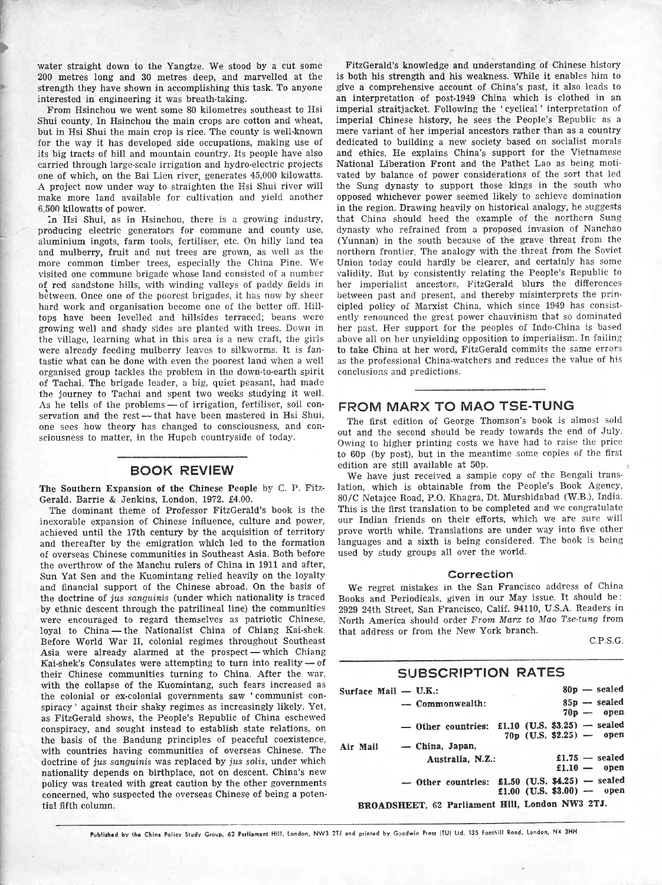water straight down to the Yangtze. We stood by a cut some 200 metres long and 30 metres deep, and marvelled at the strength they have shown in accomplishing this task. To anyone interested in engineering it was breath-taking.

From Hsinchou we went some 80 kilometres southeast to Hsi Shui county. In Hsinchou the main crops are cotton and wheat, but in Hsi Shui the main crop is rice. The county is well-known for the way it has developed side occupations, making use of its big tracts of hill and mountain country. Its people have also carried through large-scale irrigation and hydro-electric projects one of which, on the Bai Lien river, generates 45,000 kilowatts. A project now under way to straighten the Hsi Shui river will make more land available for cultivation and yield another 6,500 kilowatts of power.

In Hsi Shui, as in Hsinchou, there is a growing industry, producing electric generators for commune and county use, aluminium ingots, farm tools, fertiliser, etc. On hilly land tea and mulberry, fruit and nut trees are grown, as well as the more common timber trees, especially the China Pine. We visited one commune brigade whose land consisted of a number of red sandstone hills, with winding valleys of paddy fields in between. Once one of the poorest brigades, it has now by sheer hard work and organisation become one of the better off. Hilltops have been levelled and hillsides terraced; beans were growing well and shady sides are planted with trees. Down in the village, learning what in this area is a new craft, the girls were already feeding mulberry leaves to silkworms. It is fantastic what can be done with even the poorest land when a well organised group tackles the problem in the down-to-earth spirit of Tachai. The brigade leader, a big, quiet peasant, had made the journey to Tachai and spent two weeks studying it well. As he tells of the problems — of irrigation, fertiliser, soil conservation and the rest — that have been mastered in Hsi Shui, one sees how theory has changed to consciousness, and consciousness to matter, in the Hupeh countryside of today.

## BOOK REVIEW

**The Southern Expansion of the Chinese People** by C. P. FitzGerald. Barrie & Jenkins, London, 1972. £4.00.

The dominant theme of Professor FitzGerald's book is the inexorable expansion of Chinese influence, culture and power, achieved until the 17th century by the acquisition of territory and thereafter by the emigration which led to the formation of overseas Chinese communities in Southeast Asia. Both before the overthrow of the Manchu rulers of China in 1911 and after, Sun Yat Sen and the Kuomintang relied heavily on the loyalty and financial support of the Chinese abroad. On the basis of the doctrine of *jus sanguinis* (under which nationality is traced by ethnic descent through the patrilineal line) the communities were encouraged to regard themselves as patriotic Chinese, loyal to China — the Nationalist China of Chiang Kai-shek. Before World War II, colonial regimes throughout Southeast Asia were already alarmed at the prospect — which Chiang Kai-shek's Consulates were attempting to turn into reality — of their Chinese communities turning to China. After the war, with the collapse of the Kuomintang, such fears increased as the colonial or ex-colonial governments saw 'communist conspiracy' against their shaky regimes as increasingly likely. Yet, as FitzGerald shows, the People's Republic of China eschewed conspiracy, and sought instead to establish state relations, on the basis of the Bandung principles of peaceful coexistence, with countries having communities of overseas Chinese. The doctrine of *jus sanguinis* was replaced by *jus solis*, under which nationality depends on birthplace, not on descent. China's new policy was treated with great caution by the other governments concerned, who suspected the overseas Chinese of being a potential fifth column.

FitzGerald's knowledge and understanding of Chinese history is both his strength and his weakness. While it enables him to give a comprehensive account of China's past, it also leads to an interpretation of post-1949 China which is clothed in an imperial straitjacket. Following the 'cyclical' interpretation of imperial Chinese history, he sees the People's Republic as a mere variant of her imperial ancestors rather than as a country dedicated to building a new society based on socialist morals and ethics. He explains China's support for the Vietnamese National Liberation Front and the Pathet Lao as being motivated by balance of power considerations of the sort that led the Sung dynasty to support those kings in the south who opposed whichever power seemed likely to achieve domination in the region. Drawing heavily on historical analogy, he suggests that China should heed the example of the northern Sung dynasty who refrained from a proposed invasion of Nanchao (Yunnan) in the south because of the grave threat from the northern frontier. The analogy with the threat from the Soviet Union today could hardly be clearer, and certainly has some validity. But by consistently relating the People's Republic to her imperialist ancestors, FitzGerald blurs the differences between past and present, and thereby misinterprets the principled policy of Marxist China, which since 1949 has consistently renounced the great power chauvinism that so dominated her past. Her support for the peoples of Indo-China is based above all on her unyielding opposition to imperialism. In failing to take China at her word, FitzGerald commits the same errors as the professional China-watchers and reduces the value of his conclusions and predictions.

## FROM MARX TO MAO TSE-TUNG

The first edition of George Thomson's book is almost sold out and the second should be ready towards the end of July. Owing to higher printing costs we have had to raise the price to 60p (by post), but in the meantime some copies of the first edition are still available at 50p.

We have just received a sample copy of the Bengali translation, which is obtainable from the People's Book Agency, 80/C Netajee Road, P.O. Khagra, Dt. Murshidabad (W.B.), India. This is the first translation to be completed and we congratulate our Indian friends on their efforts, which we are sure will prove worth while. Translations are under way into five other languages and a sixth is being considered. The book is being used by study groups all over the world.

### Correction

We regret mistakes in the San Francisco address of China Books and Periodicals, given in our May issue. It should be: 2929 24th Street, San Francisco, Calif. 94110, U.S.A. Readers in North America should order *From Marx to Mao Tse-tung* from that address or from the New York branch.

C.P.S.G.

## SUBSCRIPTION RATES

| | | | |
|---|---|---|---|
| Surface Mail | — U.K.: | 80p | — sealed |
| | — Commonwealth: | 85p | — sealed |
| | | 70p | — open |
| | — Other countries: | £1.10 (U.S. $3.25) | — sealed |
| | | 70p (U.S. $2.25) | — open |
| Air Mail | — China, Japan, Australia, N.Z.: | £1.75 | — sealed |
| | | £1.10 | — open |
| | — Other countries: | £1.50 (U.S. $4.25) | — sealed |
| | | £1.00 (U.S. $3.00) | — open |

**BROADSHEET, 62 Parliament Hill, London NW3 2TJ.**

Published by the China Policy Study Group, 62 Parliament Hill, London, NW3 2TJ and printed by Goodwin Press (TU) Ltd. 135 Fonthill Road, London, N4 3HH